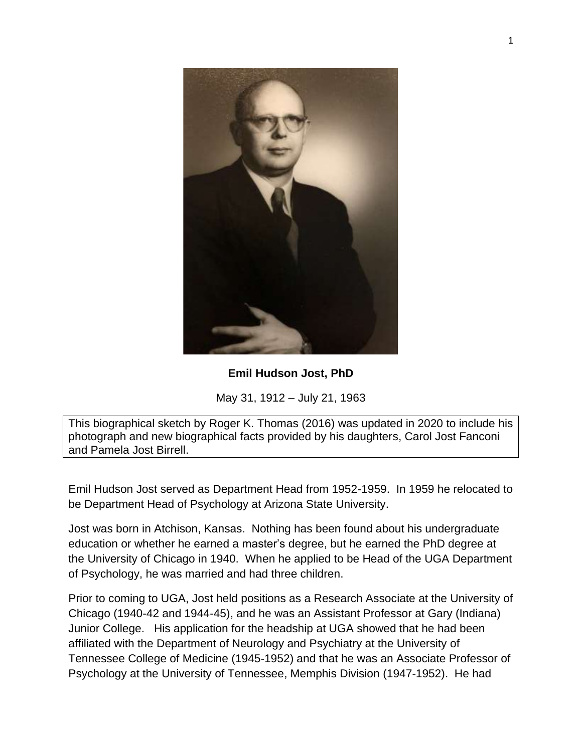**Emil Hudson Jost, PhD**

May 31, 1912 – July 21, 1963

This biographical sketch by Roger K. Thomas (2016) was updated in 2020 to include his photograph and new biographical facts provided by his daughters, Carol Jost Fanconi and Pamela Jost Birrell.

Emil Hudson Jost served as Department Head from 1952-1959. In 1959 he relocated to be Department Head of Psychology at Arizona State University.

Jost was born in Atchison, Kansas. Nothing has been found about his undergraduate education or whether he earned a master's degree, but he earned the PhD degree at the University of Chicago in 1940. When he applied to be Head of the UGA Department of Psychology, he was married and had three children.

Prior to coming to UGA, Jost held positions as a Research Associate at the University of Chicago (1940-42 and 1944-45), and he was an Assistant Professor at Gary (Indiana) Junior College. His application for the headship at UGA showed that he had been affiliated with the Department of Neurology and Psychiatry at the University of Tennessee College of Medicine (1945-1952) and that he was an Associate Professor of Psychology at the University of Tennessee, Memphis Division (1947-1952). He had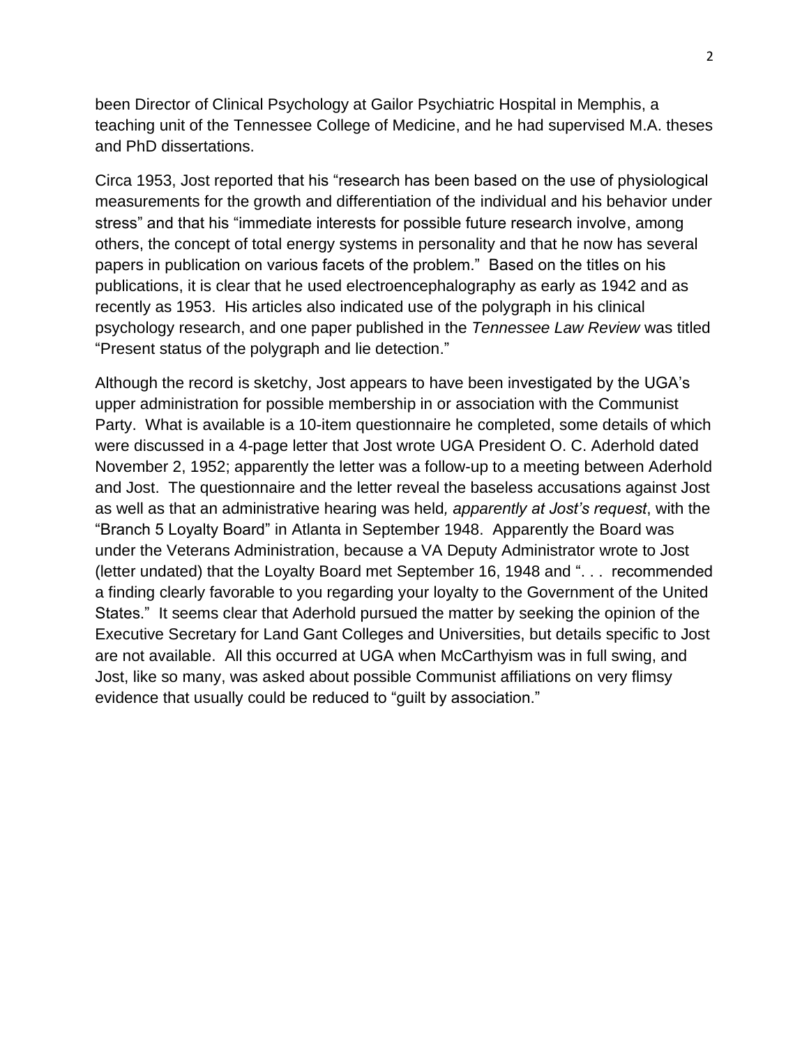been Director of Clinical Psychology at Gailor Psychiatric Hospital in Memphis, a teaching unit of the Tennessee College of Medicine, and he had supervised M.A. theses and PhD dissertations.

Circa 1953, Jost reported that his "research has been based on the use of physiological measurements for the growth and differentiation of the individual and his behavior under stress" and that his "immediate interests for possible future research involve, among others, the concept of total energy systems in personality and that he now has several papers in publication on various facets of the problem." Based on the titles on his publications, it is clear that he used electroencephalography as early as 1942 and as recently as 1953. His articles also indicated use of the polygraph in his clinical psychology research, and one paper published in the *Tennessee Law Review* was titled "Present status of the polygraph and lie detection."

Although the record is sketchy, Jost appears to have been investigated by the UGA's upper administration for possible membership in or association with the Communist Party. What is available is a 10-item questionnaire he completed, some details of which were discussed in a 4-page letter that Jost wrote UGA President O. C. Aderhold dated November 2, 1952; apparently the letter was a follow-up to a meeting between Aderhold and Jost. The questionnaire and the letter reveal the baseless accusations against Jost as well as that an administrative hearing was held*, apparently at Jost's request*, with the "Branch 5 Loyalty Board" in Atlanta in September 1948. Apparently the Board was under the Veterans Administration, because a VA Deputy Administrator wrote to Jost (letter undated) that the Loyalty Board met September 16, 1948 and ". . . recommended a finding clearly favorable to you regarding your loyalty to the Government of the United States." It seems clear that Aderhold pursued the matter by seeking the opinion of the Executive Secretary for Land Gant Colleges and Universities, but details specific to Jost are not available. All this occurred at UGA when McCarthyism was in full swing, and Jost, like so many, was asked about possible Communist affiliations on very flimsy evidence that usually could be reduced to "guilt by association."